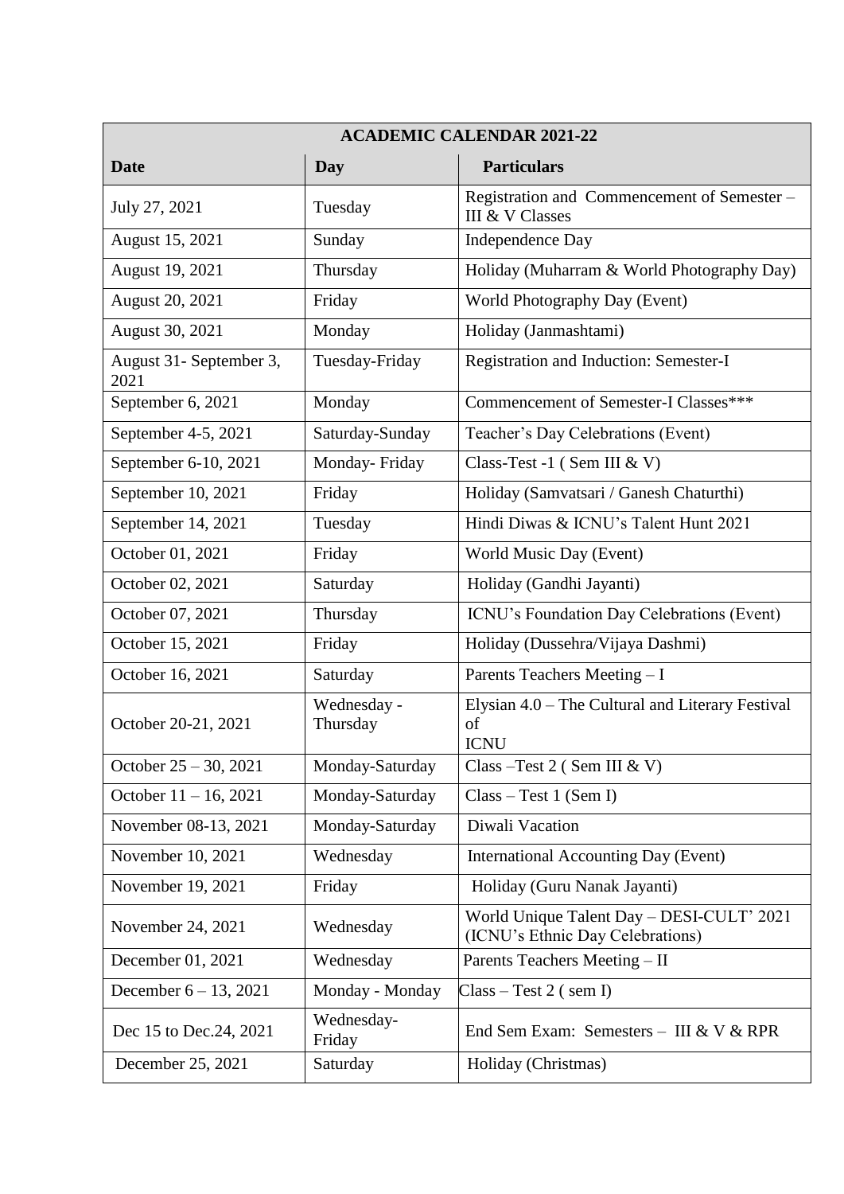| ACADEMIC CALENDAR 2021-22 | | |
|---|---|---|
| **Date** | **Day** | **Particulars** |
| July 27, 2021 | Tuesday | Registration and Commencement of Semester – III & V Classes |
| August 15, 2021 | Sunday | Independence Day |
| August 19, 2021 | Thursday | Holiday (Muharram & World Photography Day) |
| August 20, 2021 | Friday | World Photography Day (Event) |
| August 30, 2021 | Monday | Holiday (Janmashtami) |
| August 31- September 3, 2021 | Tuesday-Friday | Registration and Induction: Semester-I |
| September 6, 2021 | Monday | Commencement of Semester-I Classes*** |
| September 4-5, 2021 | Saturday-Sunday | Teacher's Day Celebrations (Event) |
| September 6-10, 2021 | Monday- Friday | Class-Test -1 ( Sem III & V) |
| September 10, 2021 | Friday | Holiday (Samvatsari / Ganesh Chaturthi) |
| September 14, 2021 | Tuesday | Hindi Diwas & ICNU's Talent Hunt 2021 |
| October 01, 2021 | Friday | World Music Day (Event) |
| October 02, 2021 | Saturday | Holiday (Gandhi Jayanti) |
| October 07, 2021 | Thursday | ICNU's Foundation Day Celebrations (Event) |
| October 15, 2021 | Friday | Holiday (Dussehra/Vijaya Dashmi) |
| October 16, 2021 | Saturday | Parents Teachers Meeting – I |
| October 20-21, 2021 | Wednesday - Thursday | Elysian 4.0 – The Cultural and Literary Festival of ICNU |
| October 25 – 30, 2021 | Monday-Saturday | Class –Test 2 ( Sem III & V) |
| October 11 – 16, 2021 | Monday-Saturday | Class – Test 1 (Sem I) |
| November 08-13, 2021 | Monday-Saturday | Diwali Vacation |
| November 10, 2021 | Wednesday | International Accounting Day (Event) |
| November 19, 2021 | Friday | Holiday (Guru Nanak Jayanti) |
| November 24, 2021 | Wednesday | World Unique Talent Day – DESI-CULT' 2021 (ICNU's Ethnic Day Celebrations) |
| December 01, 2021 | Wednesday | Parents Teachers Meeting – II |
| December 6 – 13, 2021 | Monday - Monday | Class – Test 2 ( sem I) |
| Dec 15 to Dec.24, 2021 | Wednesday- Friday | End Sem Exam: Semesters – III & V & RPR |
| December 25, 2021 | Saturday | Holiday (Christmas) |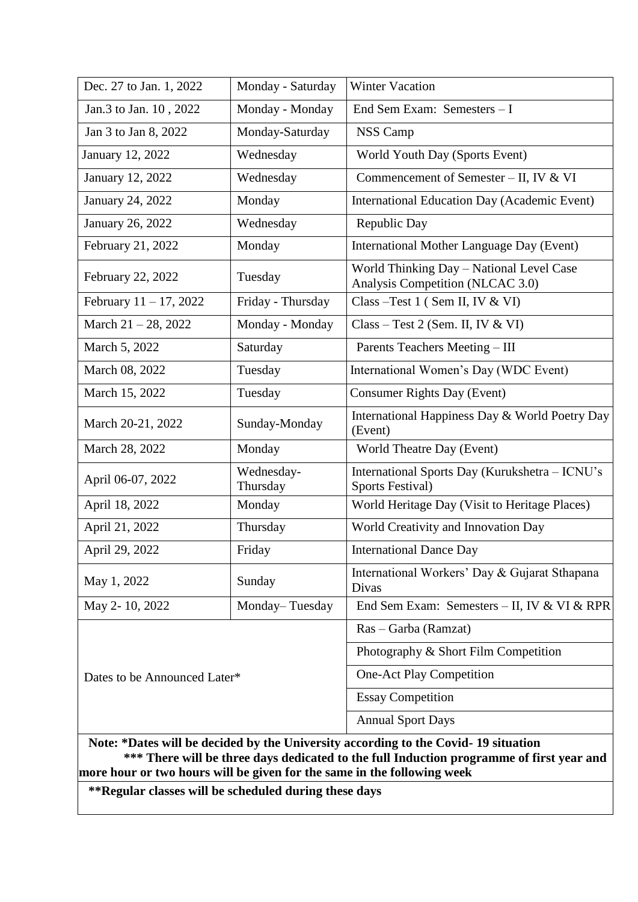| | | |
|---|---|---|
| Dec. 27 to Jan. 1, 2022 | Monday - Saturday | Winter Vacation |
| Jan.3 to Jan. 10 , 2022 | Monday - Monday | End Sem Exam: Semesters – I |
| Jan 3 to Jan 8, 2022 | Monday-Saturday | NSS Camp |
| January 12, 2022 | Wednesday | World Youth Day (Sports Event) |
| January 12, 2022 | Wednesday | Commencement of Semester – II, IV & VI |
| January 24, 2022 | Monday | International Education Day (Academic Event) |
| January 26, 2022 | Wednesday | Republic Day |
| February 21, 2022 | Monday | International Mother Language Day (Event) |
| February 22, 2022 | Tuesday | World Thinking Day – National Level Case Analysis Competition (NLCAC 3.0) |
| February 11 – 17, 2022 | Friday - Thursday | Class –Test 1 ( Sem II, IV & VI) |
| March 21 – 28, 2022 | Monday - Monday | Class – Test 2 (Sem. II, IV & VI) |
| March 5, 2022 | Saturday | Parents Teachers Meeting – III |
| March 08, 2022 | Tuesday | International Women's Day (WDC Event) |
| March 15, 2022 | Tuesday | Consumer Rights Day (Event) |
| March 20-21, 2022 | Sunday-Monday | International Happiness Day & World Poetry Day (Event) |
| March 28, 2022 | Monday | World Theatre Day (Event) |
| April 06-07, 2022 | Wednesday-Thursday | International Sports Day (Kurukshetra – ICNU's Sports Festival) |
| April 18, 2022 | Monday | World Heritage Day (Visit to Heritage Places) |
| April 21, 2022 | Thursday | World Creativity and Innovation Day |
| April 29, 2022 | Friday | International Dance Day |
| May 1, 2022 | Sunday | International Workers' Day & Gujarat Sthapana Divas |
| May 2- 10, 2022 | Monday– Tuesday | End Sem Exam: Semesters – II, IV & VI & RPR |
| Dates to be Announced Later* | | Ras – Garba (Ramzat) |
| | | Photography & Short Film Competition |
| | | One-Act Play Competition |
| | | Essay Competition |
| | | Annual Sport Days |

**Note: *Dates will be decided by the University according to the Covid- 19 situation**

**\*\*\* There will be three days dedicated to the full Induction programme of first year and more hour or two hours will be given for the same in the following week**

**\*\*Regular classes will be scheduled during these days**